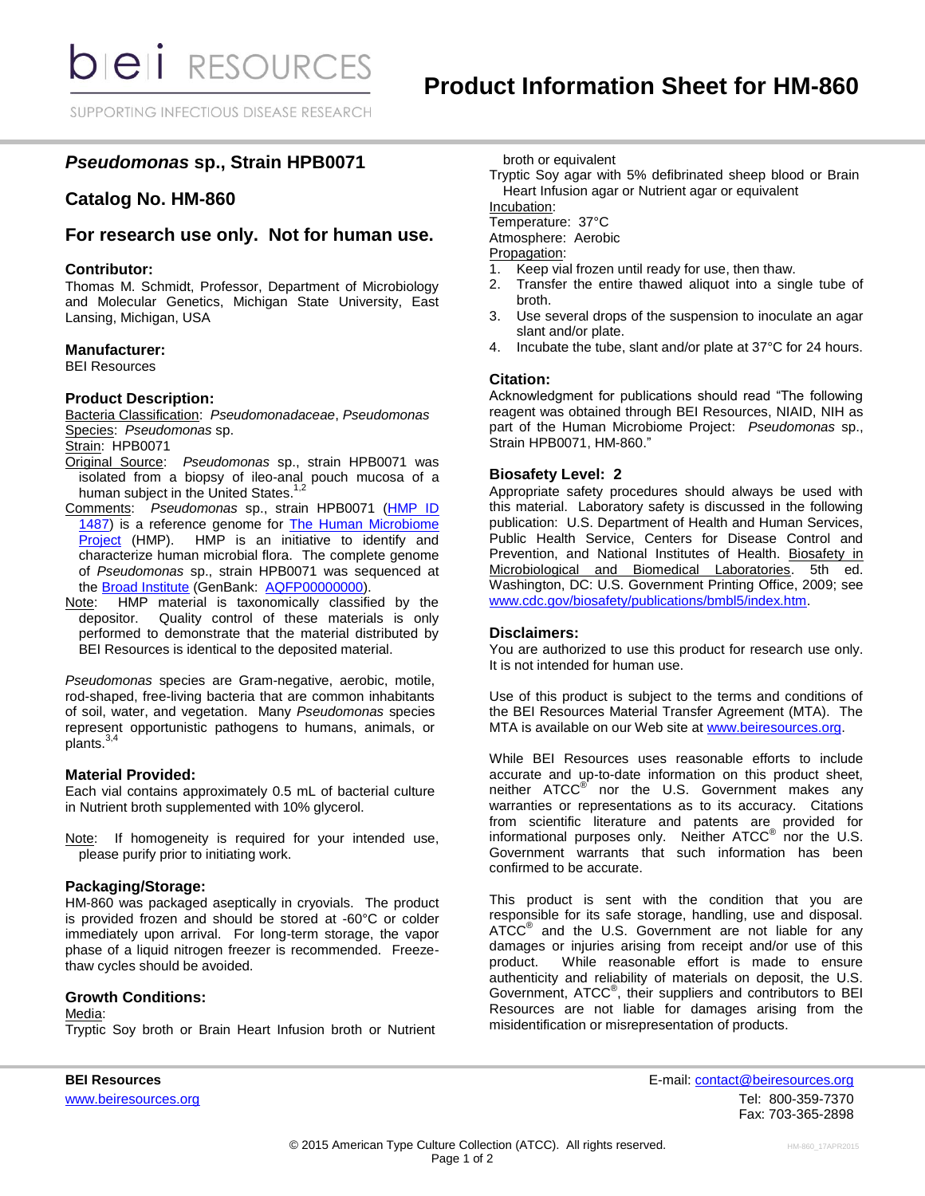# Product Information Sheet for HM-860

## *Pseudomonas* sp., Strain HPB0071

## Catalog No. HM-860

## For research use only. Not for human use.

### Contributor:

Thomas M. Schmidt, Professor, Department of Microbiology and Molecular Genetics, Michigan State University, East Lansing, Michigan, USA

### Manufacturer:

BEI Resources

### Product Description:

Bacteria Classification: *Pseudomonadaceae*, *Pseudomonas*
Species: *Pseudomonas* sp.
Strain: HPB0071
Original Source: *Pseudomonas* sp., strain HPB0071 was isolated from a biopsy of ileo-anal pouch mucosa of a human subject in the United States.[1,2]
Comments: *Pseudomonas* sp., strain HPB0071 (HMP ID 1487) is a reference genome for The Human Microbiome Project (HMP). HMP is an initiative to identify and characterize human microbial flora. The complete genome of *Pseudomonas* sp., strain HPB0071 was sequenced at the Broad Institute (GenBank: AQFP00000000).
Note: HMP material is taxonomically classified by the depositor. Quality control of these materials is only performed to demonstrate that the material distributed by BEI Resources is identical to the deposited material.

*Pseudomonas* species are Gram-negative, aerobic, motile, rod-shaped, free-living bacteria that are common inhabitants of soil, water, and vegetation. Many *Pseudomonas* species represent opportunistic pathogens to humans, animals, or plants.[3,4]

### Material Provided:

Each vial contains approximately 0.5 mL of bacterial culture in Nutrient broth supplemented with 10% glycerol.

Note: If homogeneity is required for your intended use, please purify prior to initiating work.

### Packaging/Storage:

HM-860 was packaged aseptically in cryovials. The product is provided frozen and should be stored at -60°C or colder immediately upon arrival. For long-term storage, the vapor phase of a liquid nitrogen freezer is recommended. Freeze-thaw cycles should be avoided.

### Growth Conditions:

Media:
Tryptic Soy broth or Brain Heart Infusion broth or Nutrient broth or equivalent
Tryptic Soy agar with 5% defibrinated sheep blood or Brain Heart Infusion agar or Nutrient agar or equivalent
Incubation:
Temperature: 37°C
Atmosphere: Aerobic
Propagation:

1. Keep vial frozen until ready for use, then thaw.
2. Transfer the entire thawed aliquot into a single tube of broth.
3. Use several drops of the suspension to inoculate an agar slant and/or plate.
4. Incubate the tube, slant and/or plate at 37°C for 24 hours.

### Citation:

Acknowledgment for publications should read "The following reagent was obtained through BEI Resources, NIAID, NIH as part of the Human Microbiome Project: *Pseudomonas* sp., Strain HPB0071, HM-860."

### Biosafety Level: 2

Appropriate safety procedures should always be used with this material. Laboratory safety is discussed in the following publication: U.S. Department of Health and Human Services, Public Health Service, Centers for Disease Control and Prevention, and National Institutes of Health. Biosafety in Microbiological and Biomedical Laboratories. 5th ed. Washington, DC: U.S. Government Printing Office, 2009; see www.cdc.gov/biosafety/publications/bmbl5/index.htm.

### Disclaimers:

You are authorized to use this product for research use only. It is not intended for human use.

Use of this product is subject to the terms and conditions of the BEI Resources Material Transfer Agreement (MTA). The MTA is available on our Web site at www.beiresources.org.

While BEI Resources uses reasonable efforts to include accurate and up-to-date information on this product sheet, neither ATCC® nor the U.S. Government makes any warranties or representations as to its accuracy. Citations from scientific literature and patents are provided for informational purposes only. Neither ATCC® nor the U.S. Government warrants that such information has been confirmed to be accurate.

This product is sent with the condition that you are responsible for its safe storage, handling, use and disposal. ATCC® and the U.S. Government are not liable for any damages or injuries arising from receipt and/or use of this product. While reasonable effort is made to ensure authenticity and reliability of materials on deposit, the U.S. Government, ATCC®, their suppliers and contributors to BEI Resources are not liable for damages arising from the misidentification or misrepresentation of products.

**BEI Resources**
www.beiresources.org

E-mail: contact@beiresources.org
Tel: 800-359-7370
Fax: 703-365-2898

© 2015 American Type Culture Collection (ATCC). All rights reserved.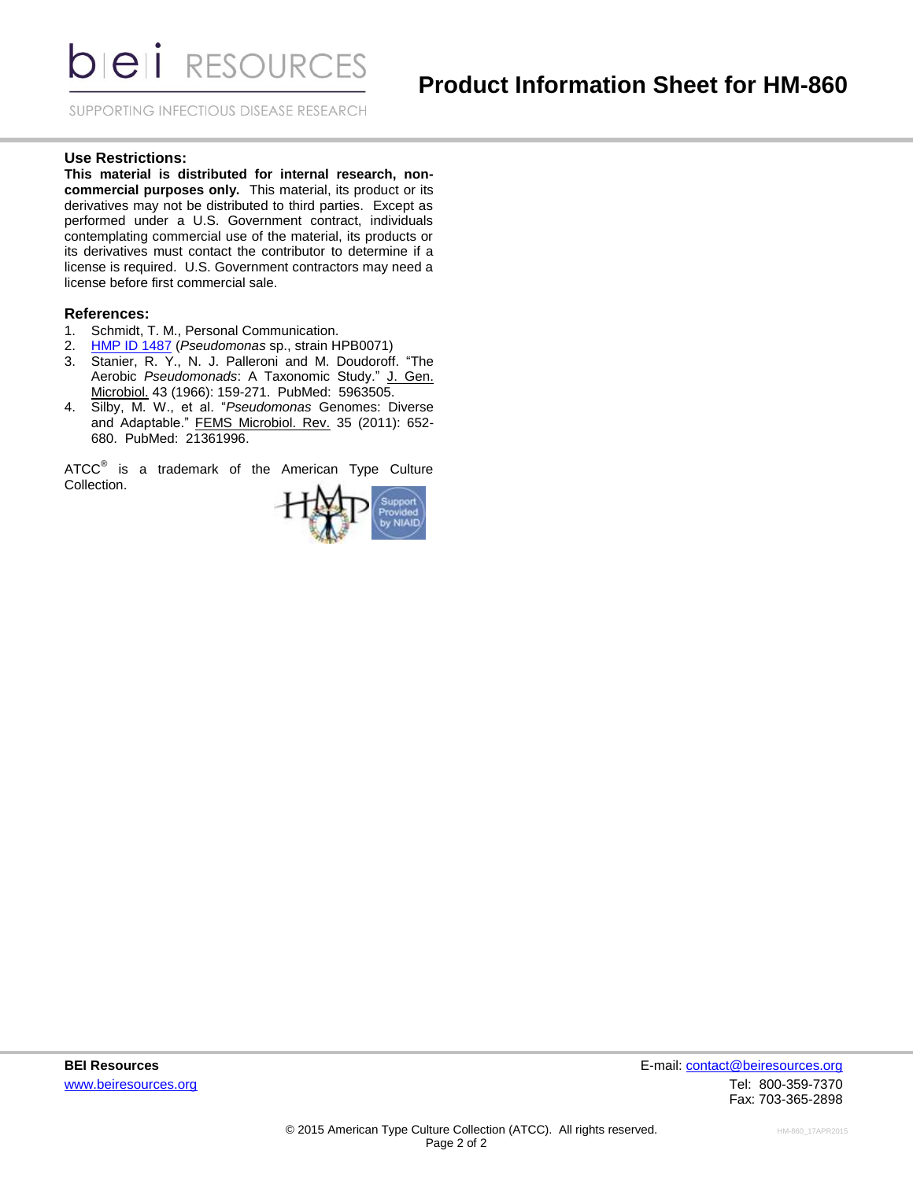## Use Restrictions:

**This material is distributed for internal research, non-commercial purposes only.** This material, its product or its derivatives may not be distributed to third parties. Except as performed under a U.S. Government contract, individuals contemplating commercial use of the material, its products or its derivatives must contact the contributor to determine if a license is required. U.S. Government contractors may need a license before first commercial sale.

## References:

1. Schmidt, T. M., Personal Communication.
2. HMP ID 1487 (*Pseudomonas* sp., strain HPB0071)
3. Stanier, R. Y., N. J. Palleroni and M. Doudoroff. "The Aerobic *Pseudomonads*: A Taxonomic Study." J. Gen. Microbiol. 43 (1966): 159-271. PubMed: 5963505.
4. Silby, M. W., et al. "*Pseudomonas* Genomes: Diverse and Adaptable." FEMS Microbiol. Rev. 35 (2011): 652-680. PubMed: 21361996.

ATCC® is a trademark of the American Type Culture Collection.

**BEI Resources**
www.beiresources.org

E-mail: contact@beiresources.org
Tel: 800-359-7370
Fax: 703-365-2898

© 2015 American Type Culture Collection (ATCC). All rights reserved.